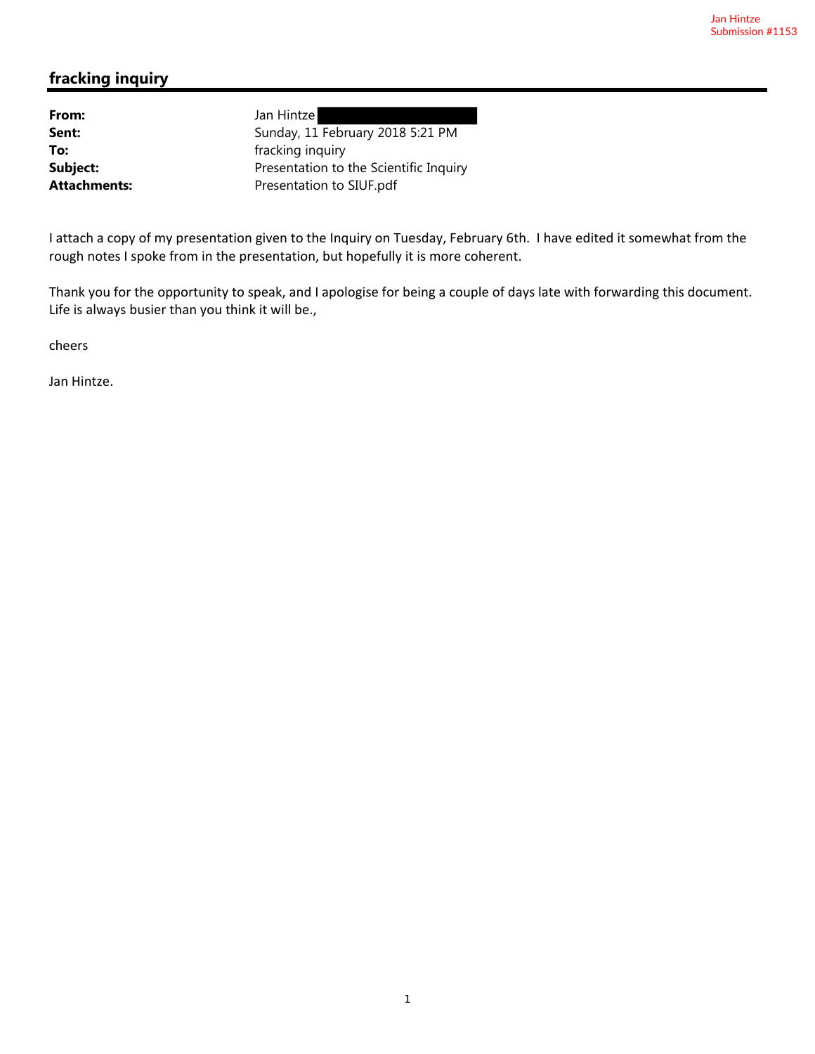Jan Hintze
Submission #1153

## fracking inquiry

| | |
|---|---|
| **From:** | Jan Hintze |
| **Sent:** | Sunday, 11 February 2018 5:21 PM |
| **To:** | fracking inquiry |
| **Subject:** | Presentation to the Scientific Inquiry |
| **Attachments:** | Presentation to SIUF.pdf |

I attach a copy of my presentation given to the Inquiry on Tuesday, February 6th. I have edited it somewhat from the rough notes I spoke from in the presentation, but hopefully it is more coherent.

Thank you for the opportunity to speak, and I apologise for being a couple of days late with forwarding this document. Life is always busier than you think it will be.,

cheers

Jan Hintze.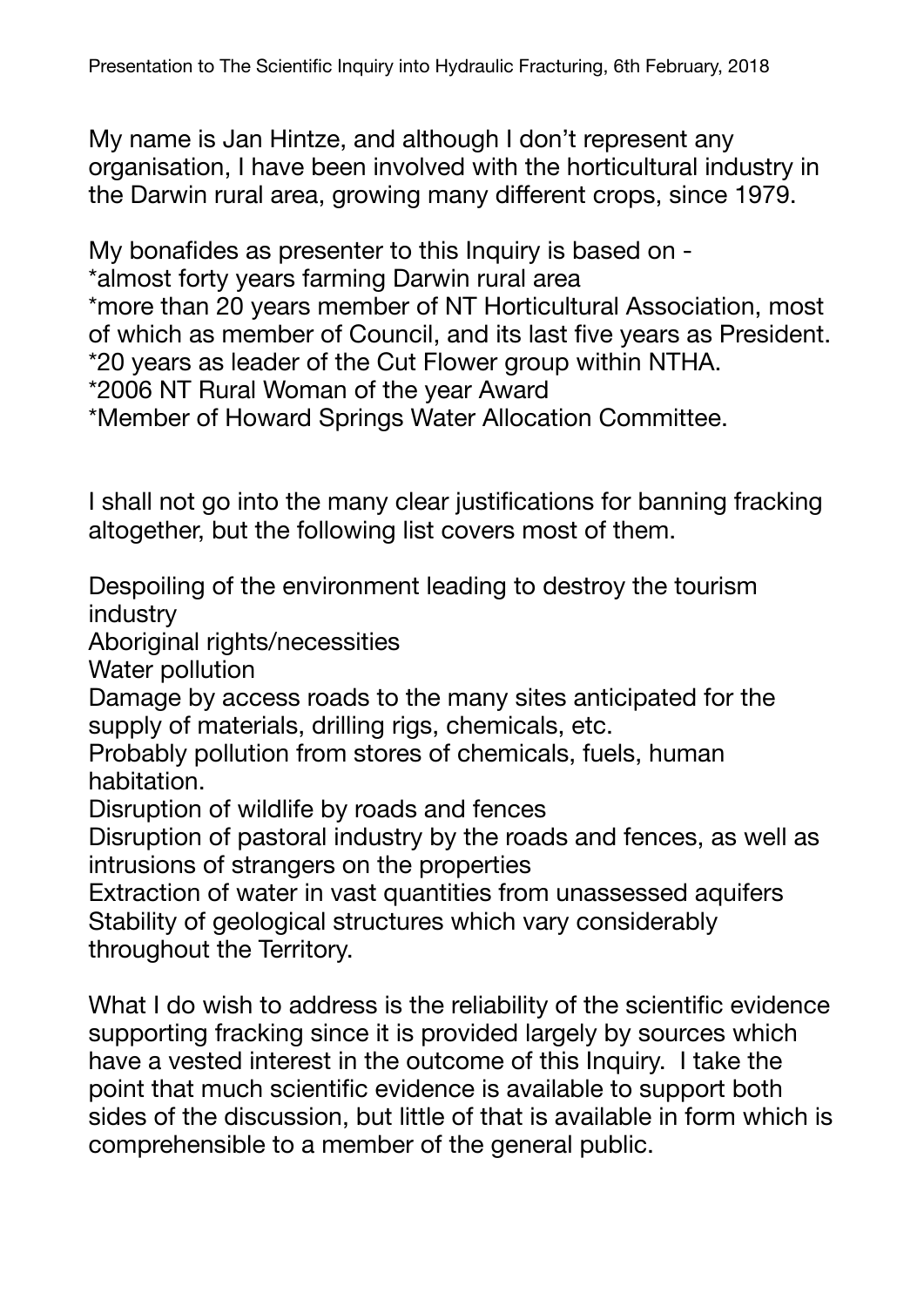My name is Jan Hintze, and although I don't represent any organisation, I have been involved with the horticultural industry in the Darwin rural area, growing many different crops, since 1979.

My bonafides as presenter to this Inquiry is based on -
*almost forty years farming Darwin rural area
*more than 20 years member of NT Horticultural Association, most of which as member of Council, and its last five years as President.
*20 years as leader of the Cut Flower group within NTHA.
*2006 NT Rural Woman of the year Award
*Member of Howard Springs Water Allocation Committee.

I shall not go into the many clear justifications for banning fracking altogether, but the following list covers most of them.

Despoiling of the environment leading to destroy the tourism industry
Aboriginal rights/necessities
Water pollution
Damage by access roads to the many sites anticipated for the supply of materials, drilling rigs, chemicals, etc.
Probably pollution from stores of chemicals, fuels, human habitation.
Disruption of wildlife by roads and fences
Disruption of pastoral industry by the roads and fences, as well as intrusions of strangers on the properties
Extraction of water in vast quantities from unassessed aquifers
Stability of geological structures which vary considerably throughout the Territory.

What I do wish to address is the reliability of the scientific evidence supporting fracking since it is provided largely by sources which have a vested interest in the outcome of this Inquiry. I take the point that much scientific evidence is available to support both sides of the discussion, but little of that is available in form which is comprehensible to a member of the general public.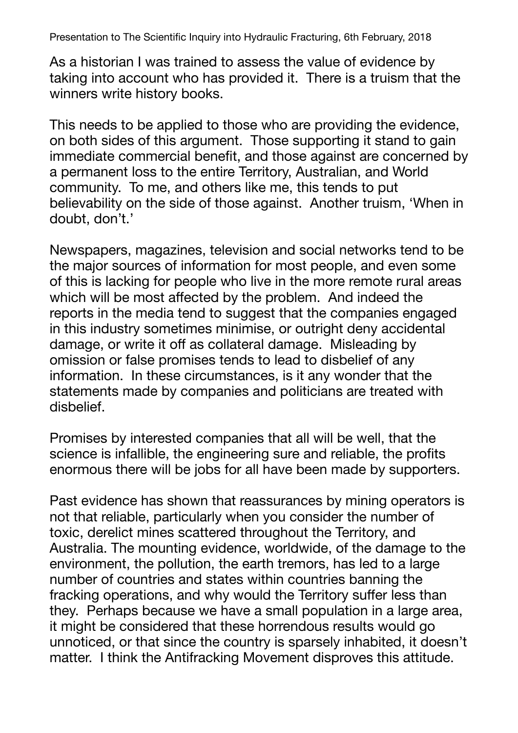Presentation to The Scientific Inquiry into Hydraulic Fracturing, 6th February, 2018

As a historian I was trained to assess the value of evidence by taking into account who has provided it. There is a truism that the winners write history books.

This needs to be applied to those who are providing the evidence, on both sides of this argument. Those supporting it stand to gain immediate commercial benefit, and those against are concerned by a permanent loss to the entire Territory, Australian, and World community. To me, and others like me, this tends to put believability on the side of those against. Another truism, 'When in doubt, don't.'

Newspapers, magazines, television and social networks tend to be the major sources of information for most people, and even some of this is lacking for people who live in the more remote rural areas which will be most affected by the problem. And indeed the reports in the media tend to suggest that the companies engaged in this industry sometimes minimise, or outright deny accidental damage, or write it off as collateral damage. Misleading by omission or false promises tends to lead to disbelief of any information. In these circumstances, is it any wonder that the statements made by companies and politicians are treated with disbelief.

Promises by interested companies that all will be well, that the science is infallible, the engineering sure and reliable, the profits enormous there will be jobs for all have been made by supporters.

Past evidence has shown that reassurances by mining operators is not that reliable, particularly when you consider the number of toxic, derelict mines scattered throughout the Territory, and Australia. The mounting evidence, worldwide, of the damage to the environment, the pollution, the earth tremors, has led to a large number of countries and states within countries banning the fracking operations, and why would the Territory suffer less than they. Perhaps because we have a small population in a large area, it might be considered that these horrendous results would go unnoticed, or that since the country is sparsely inhabited, it doesn't matter. I think the Antifracking Movement disproves this attitude.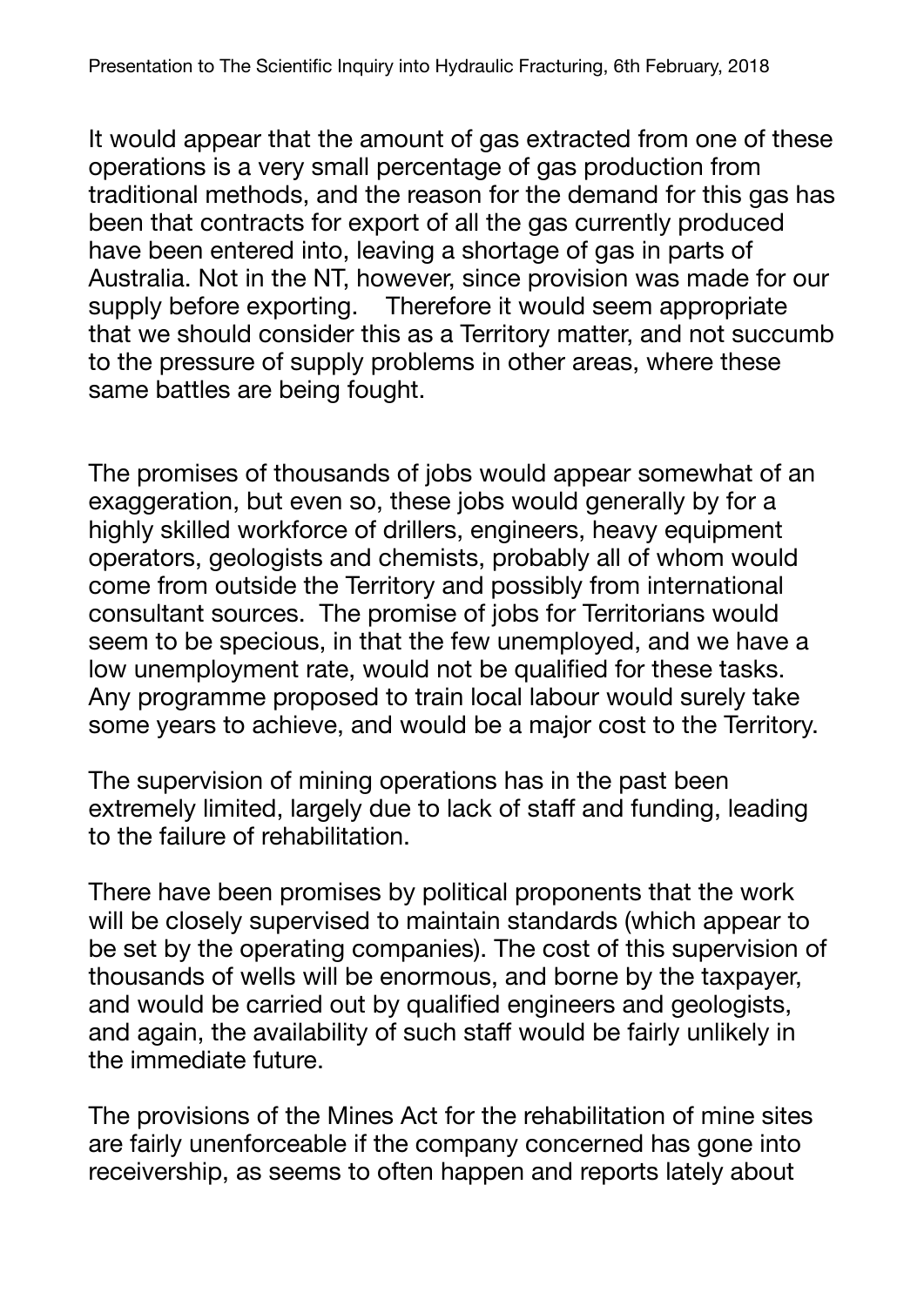It would appear that the amount of gas extracted from one of these operations is a very small percentage of gas production from traditional methods, and the reason for the demand for this gas has been that contracts for export of all the gas currently produced have been entered into, leaving a shortage of gas in parts of Australia. Not in the NT, however, since provision was made for our supply before exporting. Therefore it would seem appropriate that we should consider this as a Territory matter, and not succumb to the pressure of supply problems in other areas, where these same battles are being fought.

The promises of thousands of jobs would appear somewhat of an exaggeration, but even so, these jobs would generally by for a highly skilled workforce of drillers, engineers, heavy equipment operators, geologists and chemists, probably all of whom would come from outside the Territory and possibly from international consultant sources. The promise of jobs for Territorians would seem to be specious, in that the few unemployed, and we have a low unemployment rate, would not be qualified for these tasks. Any programme proposed to train local labour would surely take some years to achieve, and would be a major cost to the Territory.

The supervision of mining operations has in the past been extremely limited, largely due to lack of staff and funding, leading to the failure of rehabilitation.

There have been promises by political proponents that the work will be closely supervised to maintain standards (which appear to be set by the operating companies). The cost of this supervision of thousands of wells will be enormous, and borne by the taxpayer, and would be carried out by qualified engineers and geologists, and again, the availability of such staff would be fairly unlikely in the immediate future.

The provisions of the Mines Act for the rehabilitation of mine sites are fairly unenforceable if the company concerned has gone into receivership, as seems to often happen and reports lately about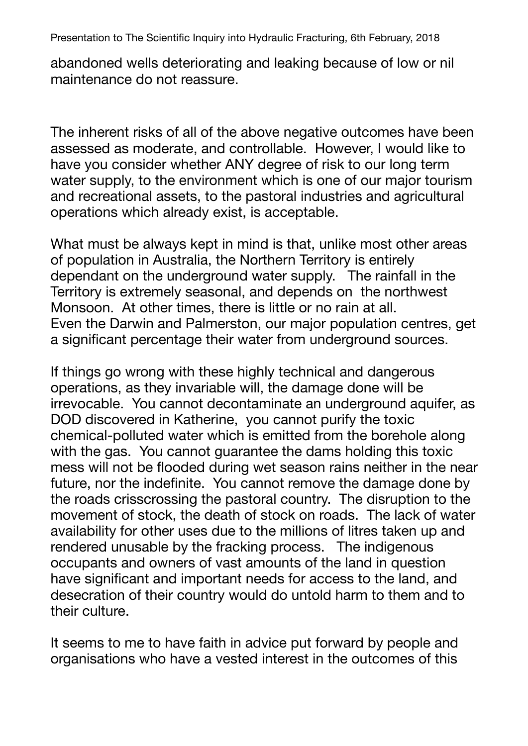abandoned wells deteriorating and leaking because of low or nil maintenance do not reassure.

The inherent risks of all of the above negative outcomes have been assessed as moderate, and controllable. However, I would like to have you consider whether ANY degree of risk to our long term water supply, to the environment which is one of our major tourism and recreational assets, to the pastoral industries and agricultural operations which already exist, is acceptable.

What must be always kept in mind is that, unlike most other areas of population in Australia, the Northern Territory is entirely dependant on the underground water supply. The rainfall in the Territory is extremely seasonal, and depends on the northwest Monsoon. At other times, there is little or no rain at all. Even the Darwin and Palmerston, our major population centres, get a significant percentage their water from underground sources.

If things go wrong with these highly technical and dangerous operations, as they invariable will, the damage done will be irrevocable. You cannot decontaminate an underground aquifer, as DOD discovered in Katherine, you cannot purify the toxic chemical-polluted water which is emitted from the borehole along with the gas. You cannot guarantee the dams holding this toxic mess will not be flooded during wet season rains neither in the near future, nor the indefinite. You cannot remove the damage done by the roads crisscrossing the pastoral country. The disruption to the movement of stock, the death of stock on roads. The lack of water availability for other uses due to the millions of litres taken up and rendered unusable by the fracking process. The indigenous occupants and owners of vast amounts of the land in question have significant and important needs for access to the land, and desecration of their country would do untold harm to them and to their culture.

It seems to me to have faith in advice put forward by people and organisations who have a vested interest in the outcomes of this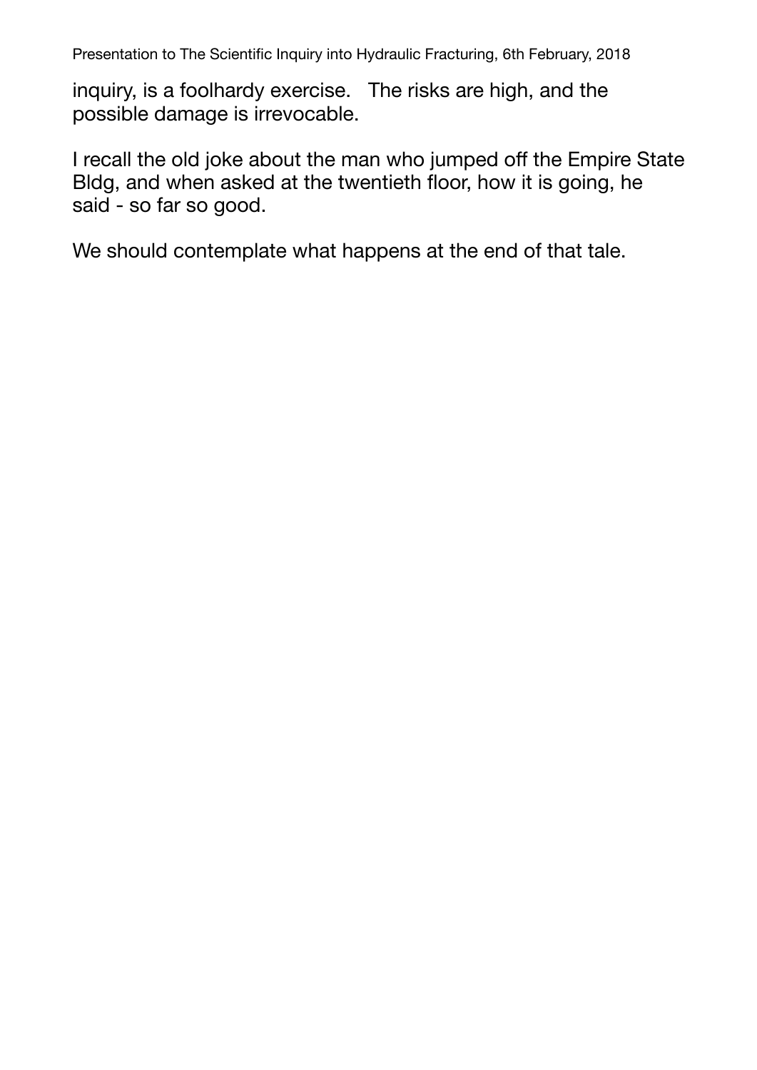inquiry, is a foolhardy exercise.   The risks are high, and the possible damage is irrevocable.

I recall the old joke about the man who jumped off the Empire State Bldg, and when asked at the twentieth floor, how it is going, he said - so far so good.

We should contemplate what happens at the end of that tale.